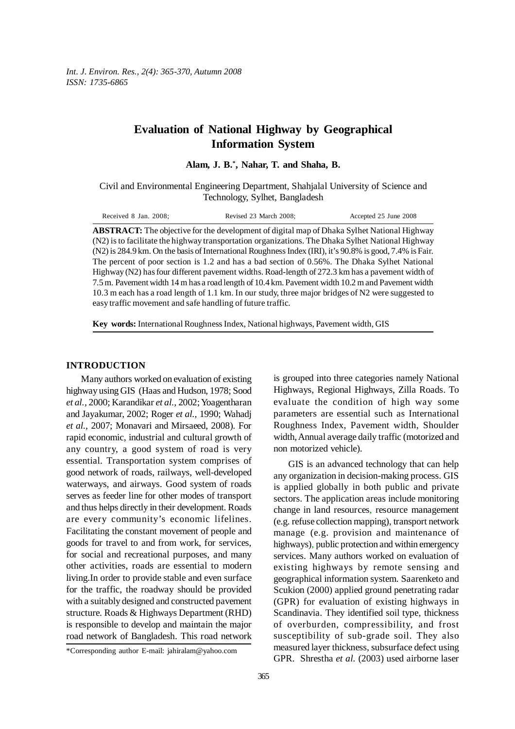# Evaluation of National Highway by Geographical Information System

**Alam, J. B.*, Nahar, T. and Shaha, B.**

Civil and Environmental Engineering Department, Shahjalal University of Science and Technology, Sylhet, Bangladesh

Received 8 Jan. 2008; Revised 23 March 2008; Accepted 25 June 2008

**ABSTRACT:** The objective for the development of digital map of Dhaka Sylhet National Highway (N2) is to facilitate the highway transportation organizations. The Dhaka Sylhet National Highway (N2) is 284.9 km. On the basis of International Roughness Index (IRI), it's 90.8% is good, 7.4% is Fair. The percent of poor section is 1.2 and has a bad section of 0.56%. The Dhaka Sylhet National Highway (N2) has four different pavement widths. Road-length of 272.3 km has a pavement width of 7.5 m. Pavement width 14 m has a road length of 10.4 km. Pavement width 10.2 m and Pavement width 10.3 m each has a road length of 1.1 km. In our study, three major bridges of N2 were suggested to easy traffic movement and safe handling of future traffic.

**Key words:** International Roughness Index, National highways, Pavement width, GIS

## INTRODUCTION

Many authors worked on evaluation of existing highway using GIS (Haas and Hudson, 1978; Sood *et al.,* 2000; Karandikar *et al.,* 2002; Yoagentharan and Jayakumar, 2002; Roger *et al.,* 1990; Wahadj *et al.,* 2007; Monavari and Mirsaeed, 2008). For rapid economic, industrial and cultural growth of any country, a good system of road is very essential. Transportation system comprises of good network of roads, railways, well-developed waterways, and airways. Good system of roads serves as feeder line for other modes of transport and thus helps directly in their development. Roads are every community's economic lifelines. Facilitating the constant movement of people and goods for travel to and from work, for services, for social and recreational purposes, and many other activities, roads are essential to modern living.In order to provide stable and even surface for the traffic, the roadway should be provided with a suitably designed and constructed pavement structure. Roads & Highways Department (RHD) is responsible to develop and maintain the major road network of Bangladesh. This road network is grouped into three categories namely National Highways, Regional Highways, Zilla Roads. To evaluate the condition of high way some parameters are essential such as International Roughness Index, Pavement width, Shoulder width, Annual average daily traffic (motorized and non motorized vehicle).

GIS is an advanced technology that can help any organization in decision-making process. GIS is applied globally in both public and private sectors. The application areas include monitoring change in land resources, resource management (e.g. refuse collection mapping), transport network manage (e.g. provision and maintenance of highways), public protection and within emergency services. Many authors worked on evaluation of existing highways by remote sensing and geographical information system. Saarenketo and Scukion (2000) applied ground penetrating radar (GPR) for evaluation of existing highways in Scandinavia. They identified soil type, thickness of overburden, compressibility, and frost susceptibility of sub-grade soil. They also measured layer thickness, subsurface defect using GPR. Shrestha *et al.* (2003) used airborne laser

*Corresponding author E-mail: jahiralam@yahoo.com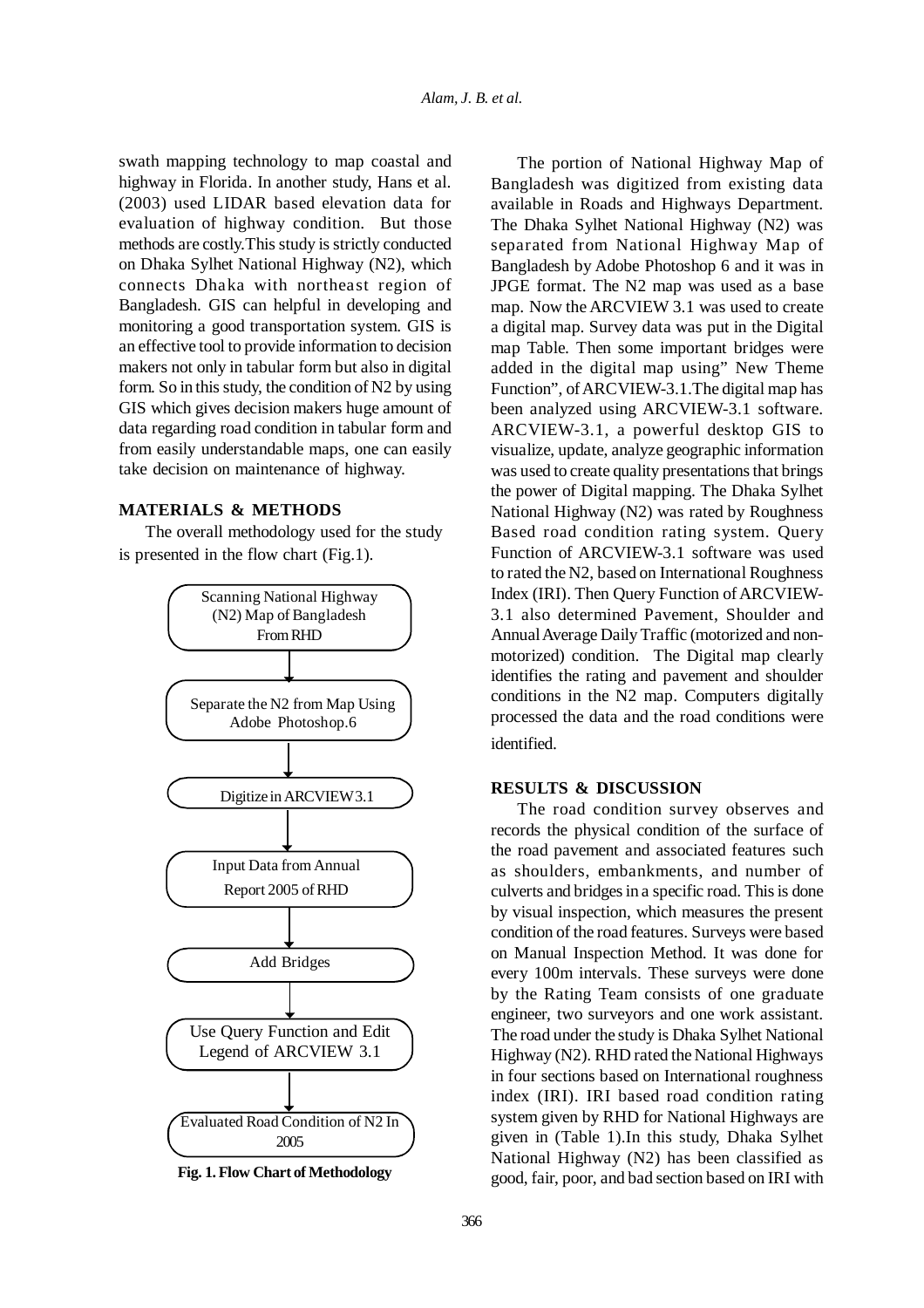swath mapping technology to map coastal and highway in Florida. In another study, Hans et al. (2003) used LIDAR based elevation data for evaluation of highway condition. But those methods are costly.This study is strictly conducted on Dhaka Sylhet National Highway (N2), which connects Dhaka with northeast region of Bangladesh. GIS can helpful in developing and monitoring a good transportation system. GIS is an effective tool to provide information to decision makers not only in tabular form but also in digital form. So in this study, the condition of N2 by using GIS which gives decision makers huge amount of data regarding road condition in tabular form and from easily understandable maps, one can easily take decision on maintenance of highway.

## MATERIALS & METHODS

The overall methodology used for the study is presented in the flow chart (Fig.1).

Scanning National Highway (N2) Map of Bangladesh From RHD

↓

Separate the N2 from Map Using Adobe Photoshop.6

↓

Digitize in ARCVIEW 3.1

↓

Input Data from Annual Report 2005 of RHD

↓

Add Bridges

↓

Use Query Function and Edit Legend of ARCVIEW 3.1

↓

Evaluated Road Condition of N2 In 2005

**Fig. 1. Flow Chart of Methodology**

The portion of National Highway Map of Bangladesh was digitized from existing data available in Roads and Highways Department. The Dhaka Sylhet National Highway (N2) was separated from National Highway Map of Bangladesh by Adobe Photoshop 6 and it was in JPGE format. The N2 map was used as a base map. Now the ARCVIEW 3.1 was used to create a digital map. Survey data was put in the Digital map Table. Then some important bridges were added in the digital map using" New Theme Function", of ARCVIEW-3.1.The digital map has been analyzed using ARCVIEW-3.1 software. ARCVIEW-3.1, a powerful desktop GIS to visualize, update, analyze geographic information was used to create quality presentations that brings the power of Digital mapping. The Dhaka Sylhet National Highway (N2) was rated by Roughness Based road condition rating system. Query Function of ARCVIEW-3.1 software was used to rated the N2, based on International Roughness Index (IRI). Then Query Function of ARCVIEW-3.1 also determined Pavement, Shoulder and Annual Average Daily Traffic (motorized and non-motorized) condition. The Digital map clearly identifies the rating and pavement and shoulder conditions in the N2 map. Computers digitally processed the data and the road conditions were identified.

## RESULTS & DISCUSSION

The road condition survey observes and records the physical condition of the surface of the road pavement and associated features such as shoulders, embankments, and number of culverts and bridges in a specific road. This is done by visual inspection, which measures the present condition of the road features. Surveys were based on Manual Inspection Method. It was done for every 100m intervals. These surveys were done by the Rating Team consists of one graduate engineer, two surveyors and one work assistant. The road under the study is Dhaka Sylhet National Highway (N2). RHD rated the National Highways in four sections based on International roughness index (IRI). IRI based road condition rating system given by RHD for National Highways are given in (Table 1).In this study, Dhaka Sylhet National Highway (N2) has been classified as good, fair, poor, and bad section based on IRI with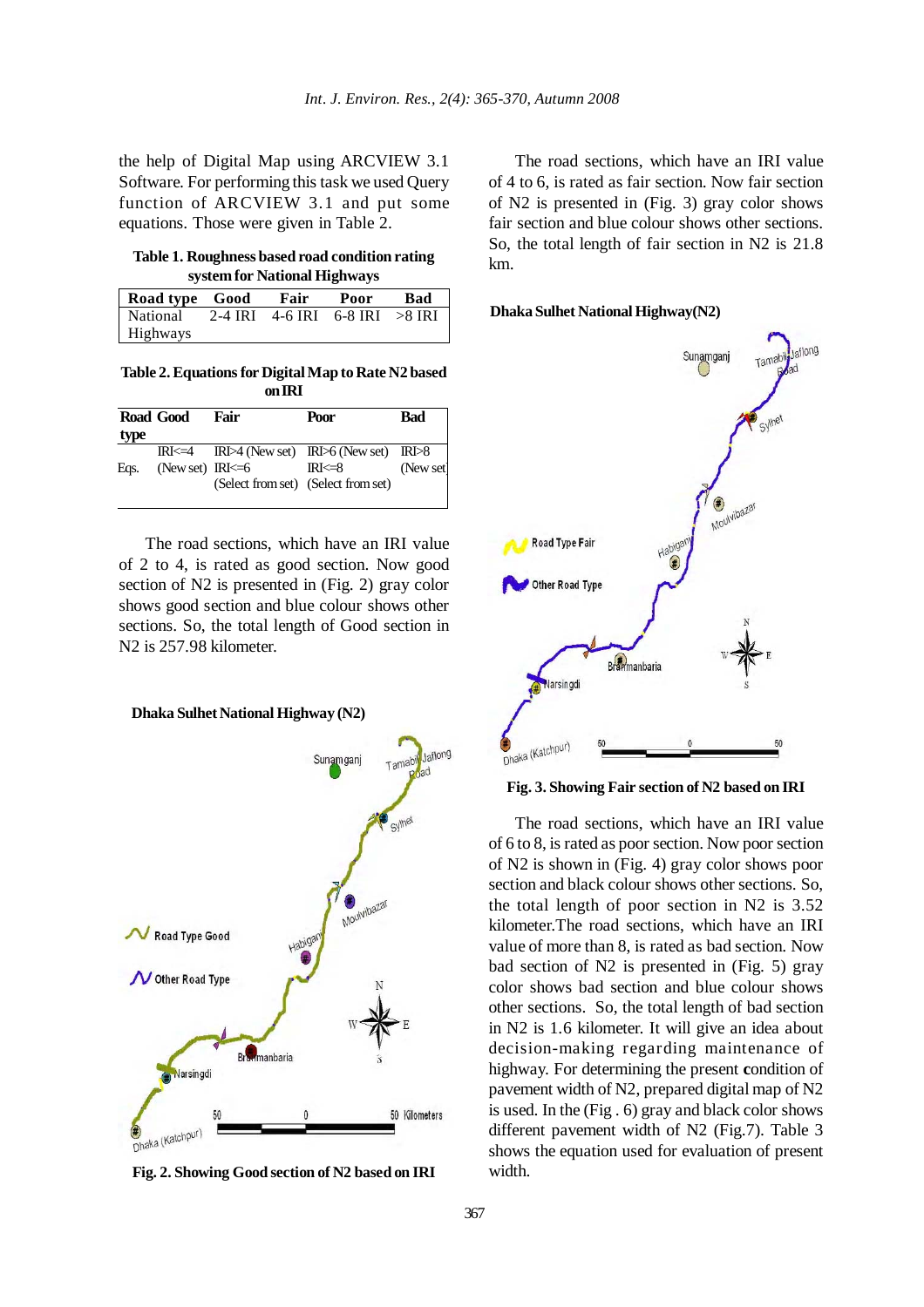the help of Digital Map using ARCVIEW 3.1 Software. For performing this task we used Query function of ARCVIEW 3.1 and put some equations. Those were given in Table 2.

**Table 1. Roughness based road condition rating system for National Highways**

| Road type | Good | Fair | Poor | Bad |
|---|---|---|---|---|
| National Highways | 2-4 IRI | 4-6 IRI | 6-8 IRI | >8 IRI |

**Table 2. Equations for Digital Map to Rate N2 based on IRI**

| Road type | Good | Fair | Poor | Bad |
|---|---|---|---|---|
| Eqs. | IRI<=4 (New set) | IRI>4 (New set) IRI<=6 (Select from set) | IRI>6 (New set) IRI<=8 (Select from set) | IRI>8 (New set |

The road sections, which have an IRI value of 2 to 4, is rated as good section. Now good section of N2 is presented in (Fig. 2) gray color shows good section and blue colour shows other sections. So, the total length of Good section in N2 is 257.98 kilometer.

**Fig. 2. Showing Good section of N2 based on IRI**

The road sections, which have an IRI value of 4 to 6, is rated as fair section. Now fair section of N2 is presented in (Fig. 3) gray color shows fair section and blue colour shows other sections. So, the total length of fair section in N2 is 21.8 km.

**Fig. 3. Showing Fair section of N2 based on IRI**

The road sections, which have an IRI value of 6 to 8, is rated as poor section. Now poor section of N2 is shown in (Fig. 4) gray color shows poor section and black colour shows other sections. So, the total length of poor section in N2 is 3.52 kilometer.The road sections, which have an IRI value of more than 8, is rated as bad section. Now bad section of N2 is presented in (Fig. 5) gray color shows bad section and blue colour shows other sections. So, the total length of bad section in N2 is 1.6 kilometer. It will give an idea about decision-making regarding maintenance of highway. For determining the present condition of pavement width of N2, prepared digital map of N2 is used. In the (Fig . 6) gray and black color shows different pavement width of N2 (Fig.7). Table 3 shows the equation used for evaluation of present width.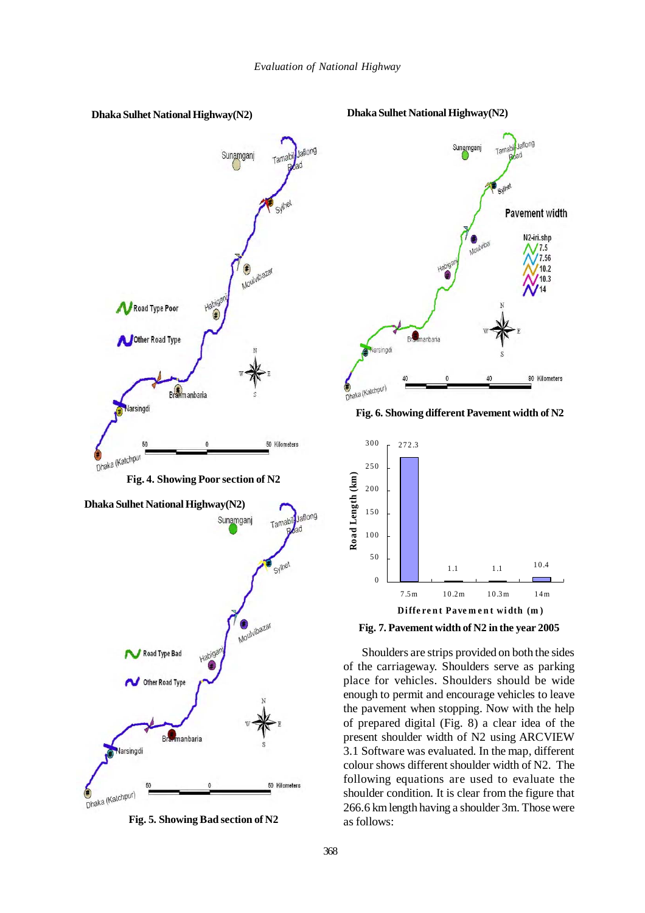Fig. 4. Showing Poor section of N2

Fig. 5. Showing Bad section of N2

Fig. 6. Showing different Pavement width of N2

Fig. 7. Pavement width of N2 in the year 2005

Shoulders are strips provided on both the sides of the carriageway. Shoulders serve as parking place for vehicles. Shoulders should be wide enough to permit and encourage vehicles to leave the pavement when stopping. Now with the help of prepared digital (Fig. 8) a clear idea of the present shoulder width of N2 using ARCVIEW 3.1 Software was evaluated. In the map, different colour shows different shoulder width of N2. The following equations are used to evaluate the shoulder condition. It is clear from the figure that 266.6 km length having a shoulder 3m. Those were as follows: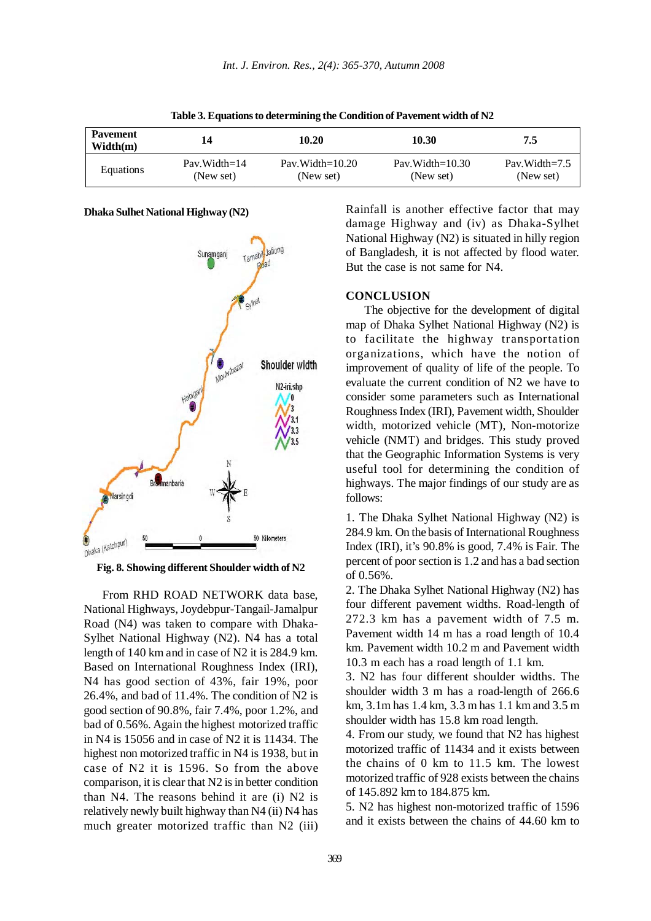**Table 3. Equations to determining the Condition of Pavement width of N2**

| Pavement Width(m) | 14 | 10.20 | 10.30 | 7.5 |
|---|---|---|---|---|
| Equations | Pav.Width=14 (New set) | Pav.Width=10.20 (New set) | Pav.Width=10.30 (New set) | Pav.Width=7.5 (New set) |

**Dhaka Sulhet National Highway (N2)**

**Fig. 8. Showing different Shoulder width of N2**

From RHD ROAD NETWORK data base, National Highways, Joydebpur-Tangail-Jamalpur Road (N4) was taken to compare with Dhaka-Sylhet National Highway (N2). N4 has a total length of 140 km and in case of N2 it is 284.9 km. Based on International Roughness Index (IRI), N4 has good section of 43%, fair 19%, poor 26.4%, and bad of 11.4%. The condition of N2 is good section of 90.8%, fair 7.4%, poor 1.2%, and bad of 0.56%. Again the highest motorized traffic in N4 is 15056 and in case of N2 it is 11434. The highest non motorized traffic in N4 is 1938, but in case of N2 it is 1596. So from the above comparison, it is clear that N2 is in better condition than N4. The reasons behind it are (i) N2 is relatively newly built highway than N4 (ii) N4 has much greater motorized traffic than N2 (iii) Rainfall is another effective factor that may damage Highway and (iv) as Dhaka-Sylhet National Highway (N2) is situated in hilly region of Bangladesh, it is not affected by flood water. But the case is not same for N4.

## CONCLUSION

The objective for the development of digital map of Dhaka Sylhet National Highway (N2) is to facilitate the highway transportation organizations, which have the notion of improvement of quality of life of the people. To evaluate the current condition of N2 we have to consider some parameters such as International Roughness Index (IRI), Pavement width, Shoulder width, motorized vehicle (MT), Non-motorize vehicle (NMT) and bridges. This study proved that the Geographic Information Systems is very useful tool for determining the condition of highways. The major findings of our study are as follows:

1. The Dhaka Sylhet National Highway (N2) is 284.9 km. On the basis of International Roughness Index (IRI), it's 90.8% is good, 7.4% is Fair. The percent of poor section is 1.2 and has a bad section of 0.56%.
2. The Dhaka Sylhet National Highway (N2) has four different pavement widths. Road-length of 272.3 km has a pavement width of 7.5 m. Pavement width 14 m has a road length of 10.4 km. Pavement width 10.2 m and Pavement width 10.3 m each has a road length of 1.1 km.
3. N2 has four different shoulder widths. The shoulder width 3 m has a road-length of 266.6 km, 3.1m has 1.4 km, 3.3 m has 1.1 km and 3.5 m shoulder width has 15.8 km road length.
4. From our study, we found that N2 has highest motorized traffic of 11434 and it exists between the chains of 0 km to 11.5 km. The lowest motorized traffic of 928 exists between the chains of 145.892 km to 184.875 km.
5. N2 has highest non-motorized traffic of 1596 and it exists between the chains of 44.60 km to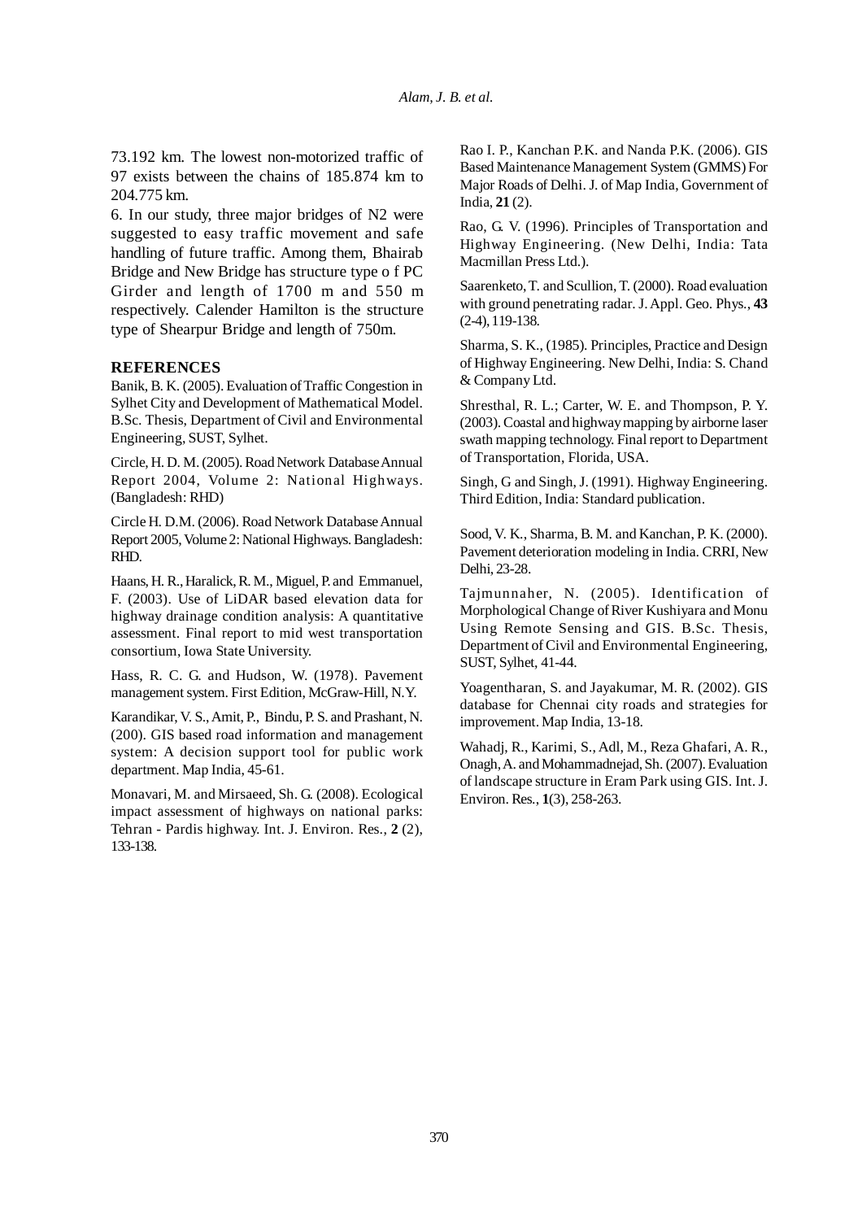73.192 km. The lowest non-motorized traffic of 97 exists between the chains of 185.874 km to 204.775 km.

6. In our study, three major bridges of N2 were suggested to easy traffic movement and safe handling of future traffic. Among them, Bhairab Bridge and New Bridge has structure type o f PC Girder and length of 1700 m and 550 m respectively. Calender Hamilton is the structure type of Shearpur Bridge and length of 750m.

## REFERENCES

Banik, B. K. (2005). Evaluation of Traffic Congestion in Sylhet City and Development of Mathematical Model. B.Sc. Thesis, Department of Civil and Environmental Engineering, SUST, Sylhet.

Circle, H. D. M. (2005). Road Network Database Annual Report 2004, Volume 2: National Highways. (Bangladesh: RHD)

Circle H. D.M. (2006). Road Network Database Annual Report 2005, Volume 2: National Highways. Bangladesh: RHD.

Haans, H. R., Haralick, R. M., Miguel, P. and Emmanuel, F. (2003). Use of LiDAR based elevation data for highway drainage condition analysis: A quantitative assessment. Final report to mid west transportation consortium, Iowa State University.

Hass, R. C. G. and Hudson, W. (1978). Pavement management system. First Edition, McGraw-Hill, N.Y.

Karandikar, V. S., Amit, P., Bindu, P. S. and Prashant, N. (200). GIS based road information and management system: A decision support tool for public work department. Map India, 45-61.

Monavari, M. and Mirsaeed, Sh. G. (2008). Ecological impact assessment of highways on national parks: Tehran - Pardis highway. Int. J. Environ. Res., **2** (2), 133-138.

Rao I. P., Kanchan P.K. and Nanda P.K. (2006). GIS Based Maintenance Management System (GMMS) For Major Roads of Delhi. J. of Map India, Government of India, **21** (2).

Rao, G. V. (1996). Principles of Transportation and Highway Engineering. (New Delhi, India: Tata Macmillan Press Ltd.).

Saarenketo, T. and Scullion, T. (2000). Road evaluation with ground penetrating radar. J. Appl. Geo. Phys., **43** (2-4), 119-138.

Sharma, S. K., (1985). Principles, Practice and Design of Highway Engineering. New Delhi, India: S. Chand & Company Ltd.

Shresthal, R. L.; Carter, W. E. and Thompson, P. Y. (2003). Coastal and highway mapping by airborne laser swath mapping technology. Final report to Department of Transportation, Florida, USA.

Singh, G and Singh, J. (1991). Highway Engineering. Third Edition, India: Standard publication.

Sood, V. K., Sharma, B. M. and Kanchan, P. K. (2000). Pavement deterioration modeling in India. CRRI, New Delhi, 23-28.

Tajmunnaher, N. (2005). Identification of Morphological Change of River Kushiyara and Monu Using Remote Sensing and GIS. B.Sc. Thesis, Department of Civil and Environmental Engineering, SUST, Sylhet, 41-44.

Yoagentharan, S. and Jayakumar, M. R. (2002). GIS database for Chennai city roads and strategies for improvement. Map India, 13-18.

Wahadj, R., Karimi, S., Adl, M., Reza Ghafari, A. R., Onagh, A. and Mohammadnejad, Sh. (2007). Evaluation of landscape structure in Eram Park using GIS. Int. J. Environ. Res., **1**(3), 258-263.